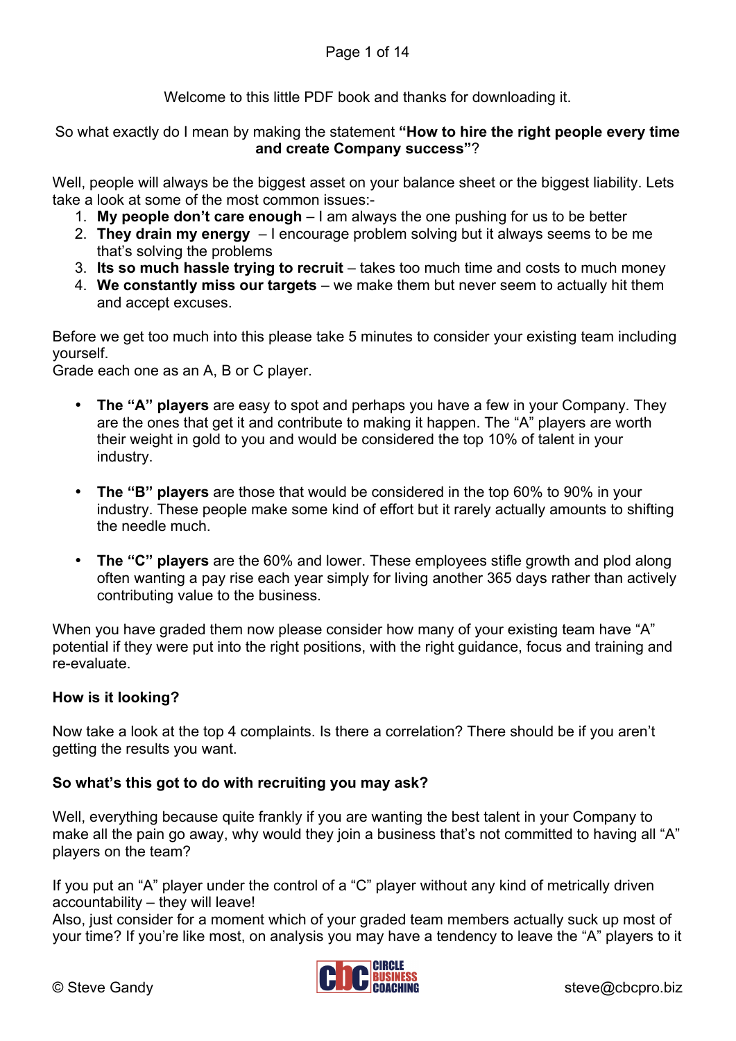Welcome to this little PDF book and thanks for downloading it.

So what exactly do I mean by making the statement **"How to hire the right people every time and create Company success"**?

Well, people will always be the biggest asset on your balance sheet or the biggest liability. Lets take a look at some of the most common issues:-

1. **My people don't care enough** – I am always the one pushing for us to be better
2. **They drain my energy** – I encourage problem solving but it always seems to be me that's solving the problems
3. **Its so much hassle trying to recruit** – takes too much time and costs to much money
4. **We constantly miss our targets** – we make them but never seem to actually hit them and accept excuses.

Before we get too much into this please take 5 minutes to consider your existing team including yourself.
Grade each one as an A, B or C player.

- **The "A" players** are easy to spot and perhaps you have a few in your Company. They are the ones that get it and contribute to making it happen. The "A" players are worth their weight in gold to you and would be considered the top 10% of talent in your industry.

- **The "B" players** are those that would be considered in the top 60% to 90% in your industry. These people make some kind of effort but it rarely actually amounts to shifting the needle much.

- **The "C" players** are the 60% and lower. These employees stifle growth and plod along often wanting a pay rise each year simply for living another 365 days rather than actively contributing value to the business.

When you have graded them now please consider how many of your existing team have "A" potential if they were put into the right positions, with the right guidance, focus and training and re-evaluate.

**How is it looking?**

Now take a look at the top 4 complaints. Is there a correlation? There should be if you aren't getting the results you want.

**So what's this got to do with recruiting you may ask?**

Well, everything because quite frankly if you are wanting the best talent in your Company to make all the pain go away, why would they join a business that's not committed to having all "A" players on the team?

If you put an "A" player under the control of a "C" player without any kind of metrically driven accountability – they will leave!
Also, just consider for a moment which of your graded team members actually suck up most of your time? If you're like most, on analysis you may have a tendency to leave the "A" players to it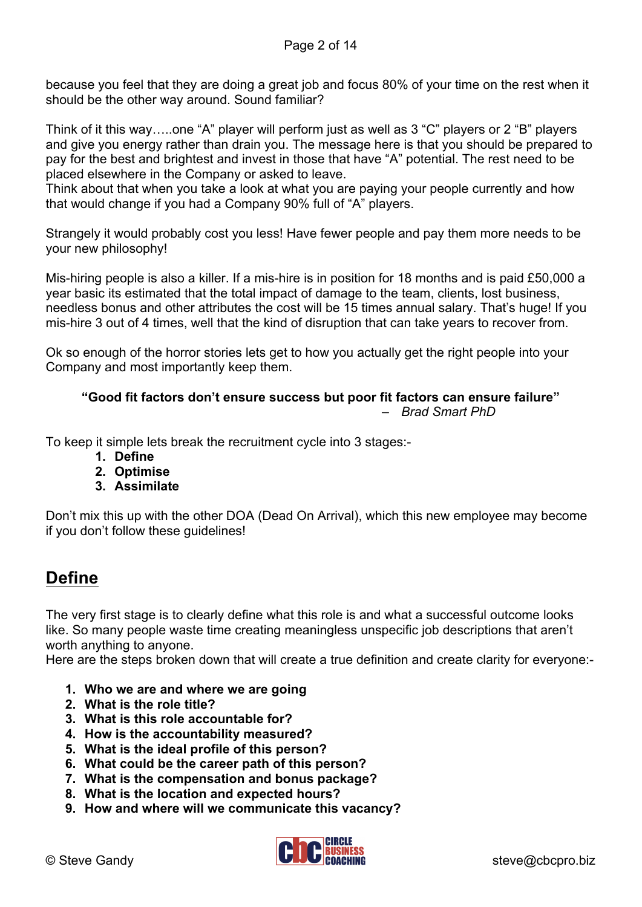because you feel that they are doing a great job and focus 80% of your time on the rest when it should be the other way around. Sound familiar?

Think of it this way…..one "A" player will perform just as well as 3 "C" players or 2 "B" players and give you energy rather than drain you. The message here is that you should be prepared to pay for the best and brightest and invest in those that have "A" potential. The rest need to be placed elsewhere in the Company or asked to leave.
Think about that when you take a look at what you are paying your people currently and how that would change if you had a Company 90% full of "A" players.

Strangely it would probably cost you less! Have fewer people and pay them more needs to be your new philosophy!

Mis-hiring people is also a killer. If a mis-hire is in position for 18 months and is paid £50,000 a year basic its estimated that the total impact of damage to the team, clients, lost business, needless bonus and other attributes the cost will be 15 times annual salary. That's huge! If you mis-hire 3 out of 4 times, well that the kind of disruption that can take years to recover from.

Ok so enough of the horror stories lets get to how you actually get the right people into your Company and most importantly keep them.

> **"Good fit factors don't ensure success but poor fit factors can ensure failure"**
> – *Brad Smart PhD*

To keep it simple lets break the recruitment cycle into 3 stages:-

1. **Define**
2. **Optimise**
3. **Assimilate**

Don't mix this up with the other DOA (Dead On Arrival), which this new employee may become if you don't follow these guidelines!

## Define

The very first stage is to clearly define what this role is and what a successful outcome looks like. So many people waste time creating meaningless unspecific job descriptions that aren't worth anything to anyone.
Here are the steps broken down that will create a true definition and create clarity for everyone:-

1. **Who we are and where we are going**
2. **What is the role title?**
3. **What is this role accountable for?**
4. **How is the accountability measured?**
5. **What is the ideal profile of this person?**
6. **What could be the career path of this person?**
7. **What is the compensation and bonus package?**
8. **What is the location and expected hours?**
9. **How and where will we communicate this vacancy?**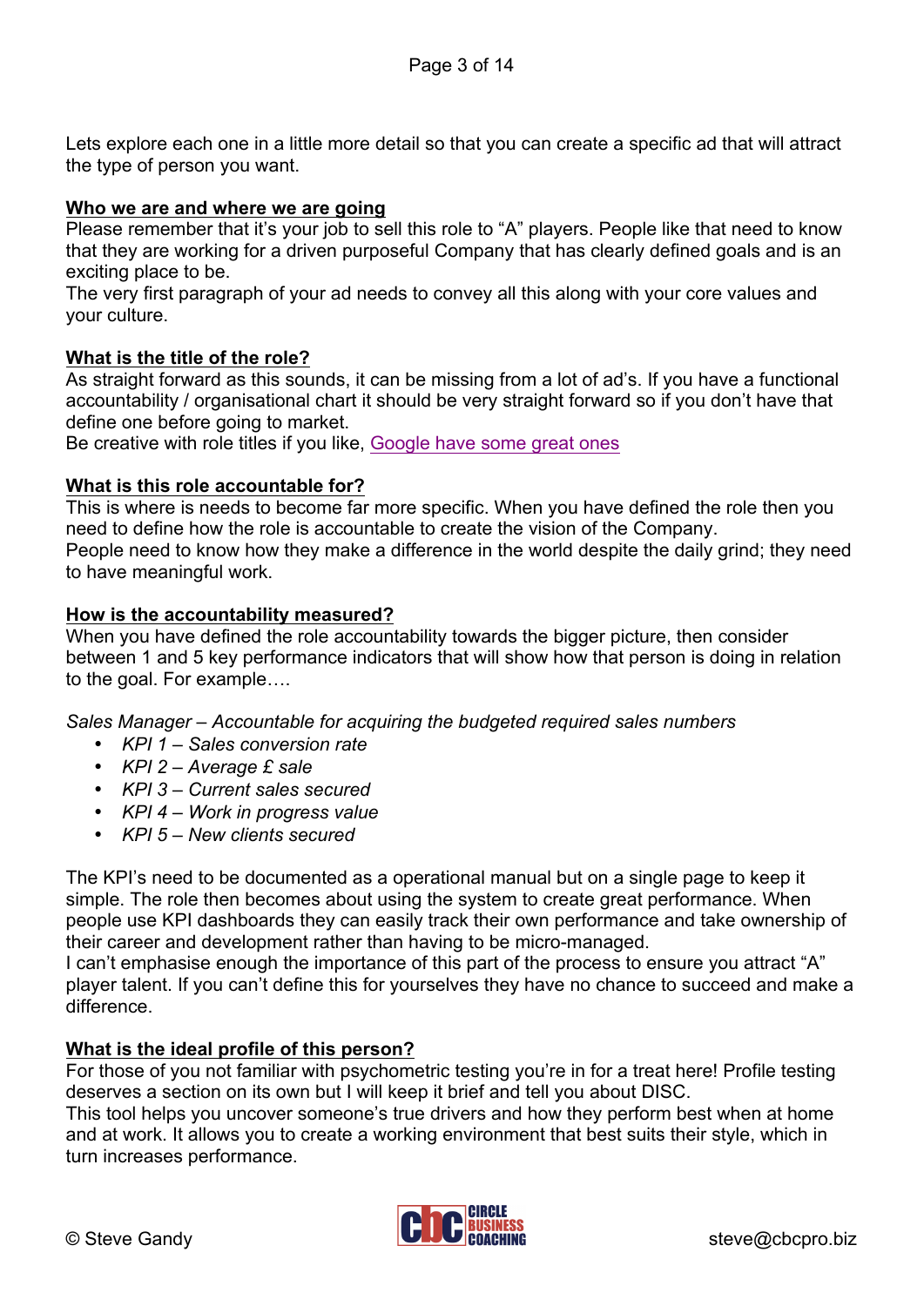Lets explore each one in a little more detail so that you can create a specific ad that will attract the type of person you want.

**Who we are and where we are going**

Please remember that it's your job to sell this role to "A" players. People like that need to know that they are working for a driven purposeful Company that has clearly defined goals and is an exciting place to be.
The very first paragraph of your ad needs to convey all this along with your core values and your culture.

**What is the title of the role?**

As straight forward as this sounds, it can be missing from a lot of ad's. If you have a functional accountability / organisational chart it should be very straight forward so if you don't have that define one before going to market.
Be creative with role titles if you like, Google have some great ones

**What is this role accountable for?**

This is where is needs to become far more specific. When you have defined the role then you need to define how the role is accountable to create the vision of the Company.
People need to know how they make a difference in the world despite the daily grind; they need to have meaningful work.

**How is the accountability measured?**

When you have defined the role accountability towards the bigger picture, then consider between 1 and 5 key performance indicators that will show how that person is doing in relation to the goal. For example….

*Sales Manager – Accountable for acquiring the budgeted required sales numbers*

- *KPI 1 – Sales conversion rate*
- *KPI 2 – Average £ sale*
- *KPI 3 – Current sales secured*
- *KPI 4 – Work in progress value*
- *KPI 5 – New clients secured*

The KPI's need to be documented as a operational manual but on a single page to keep it simple. The role then becomes about using the system to create great performance. When people use KPI dashboards they can easily track their own performance and take ownership of their career and development rather than having to be micro-managed.
I can't emphasise enough the importance of this part of the process to ensure you attract "A" player talent. If you can't define this for yourselves they have no chance to succeed and make a difference.

**What is the ideal profile of this person?**

For those of you not familiar with psychometric testing you're in for a treat here! Profile testing deserves a section on its own but I will keep it brief and tell you about DISC.
This tool helps you uncover someone's true drivers and how they perform best when at home and at work. It allows you to create a working environment that best suits their style, which in turn increases performance.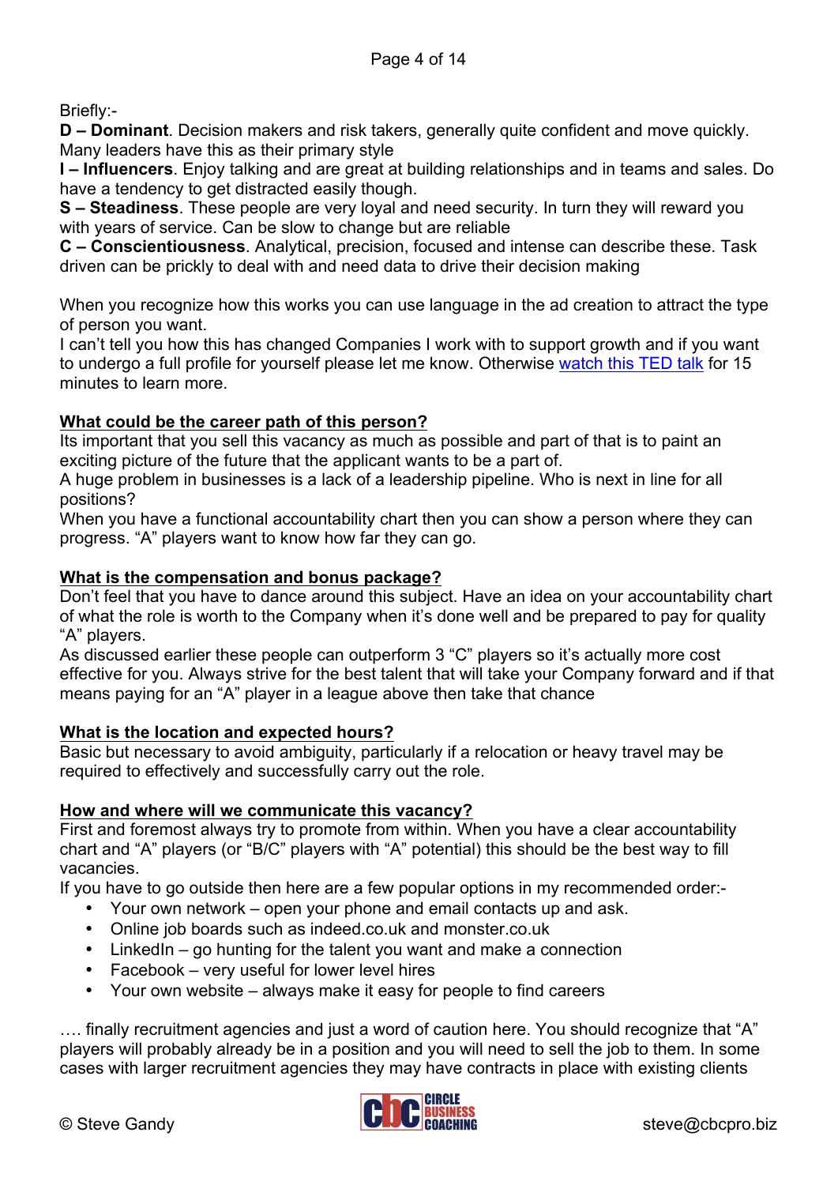Briefly:-

**D – Dominant**. Decision makers and risk takers, generally quite confident and move quickly. Many leaders have this as their primary style

**I – Influencers**. Enjoy talking and are great at building relationships and in teams and sales. Do have a tendency to get distracted easily though.

**S – Steadiness**. These people are very loyal and need security. In turn they will reward you with years of service. Can be slow to change but are reliable

**C – Conscientiousness**. Analytical, precision, focused and intense can describe these. Task driven can be prickly to deal with and need data to drive their decision making

When you recognize how this works you can use language in the ad creation to attract the type of person you want.

I can't tell you how this has changed Companies I work with to support growth and if you want to undergo a full profile for yourself please let me know. Otherwise watch this TED talk for 15 minutes to learn more.

**What could be the career path of this person?**

Its important that you sell this vacancy as much as possible and part of that is to paint an exciting picture of the future that the applicant wants to be a part of.

A huge problem in businesses is a lack of a leadership pipeline. Who is next in line for all positions?

When you have a functional accountability chart then you can show a person where they can progress. "A" players want to know how far they can go.

**What is the compensation and bonus package?**

Don't feel that you have to dance around this subject. Have an idea on your accountability chart of what the role is worth to the Company when it's done well and be prepared to pay for quality "A" players.

As discussed earlier these people can outperform 3 "C" players so it's actually more cost effective for you. Always strive for the best talent that will take your Company forward and if that means paying for an "A" player in a league above then take that chance

**What is the location and expected hours?**

Basic but necessary to avoid ambiguity, particularly if a relocation or heavy travel may be required to effectively and successfully carry out the role.

**How and where will we communicate this vacancy?**

First and foremost always try to promote from within. When you have a clear accountability chart and "A" players (or "B/C" players with "A" potential) this should be the best way to fill vacancies.

If you have to go outside then here are a few popular options in my recommended order:-

- Your own network – open your phone and email contacts up and ask.
- Online job boards such as indeed.co.uk and monster.co.uk
- LinkedIn – go hunting for the talent you want and make a connection
- Facebook – very useful for lower level hires
- Your own website – always make it easy for people to find careers

…. finally recruitment agencies and just a word of caution here. You should recognize that "A" players will probably already be in a position and you will need to sell the job to them. In some cases with larger recruitment agencies they may have contracts in place with existing clients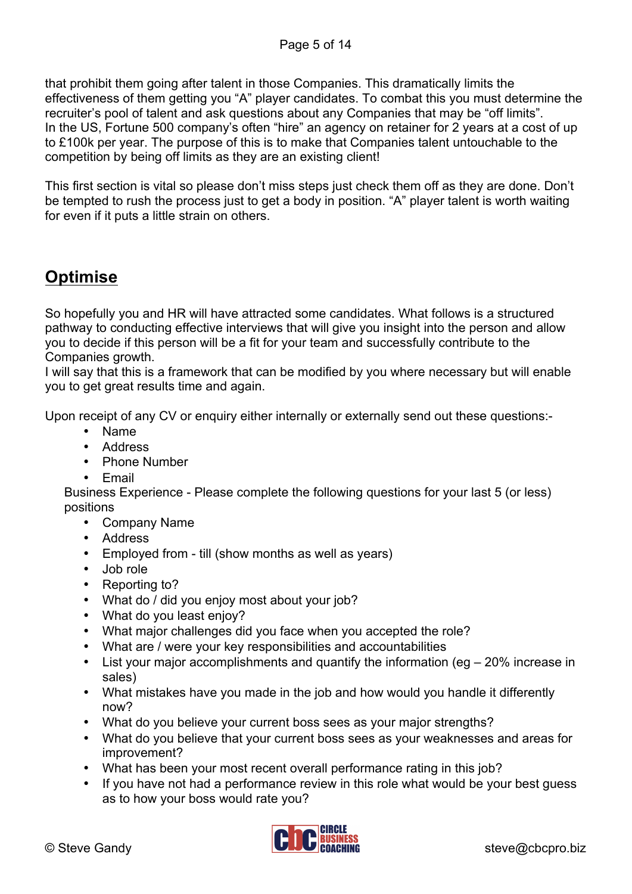that prohibit them going after talent in those Companies. This dramatically limits the effectiveness of them getting you "A" player candidates. To combat this you must determine the recruiter's pool of talent and ask questions about any Companies that may be "off limits".
In the US, Fortune 500 company's often "hire" an agency on retainer for 2 years at a cost of up to £100k per year. The purpose of this is to make that Companies talent untouchable to the competition by being off limits as they are an existing client!

This first section is vital so please don't miss steps just check them off as they are done. Don't be tempted to rush the process just to get a body in position. "A" player talent is worth waiting for even if it puts a little strain on others.

## Optimise

So hopefully you and HR will have attracted some candidates. What follows is a structured pathway to conducting effective interviews that will give you insight into the person and allow you to decide if this person will be a fit for your team and successfully contribute to the Companies growth.
I will say that this is a framework that can be modified by you where necessary but will enable you to get great results time and again.

Upon receipt of any CV or enquiry either internally or externally send out these questions:-

- Name
- Address
- Phone Number
- Email

Business Experience - Please complete the following questions for your last 5 (or less) positions

- Company Name
- Address
- Employed from - till (show months as well as years)
- Job role
- Reporting to?
- What do / did you enjoy most about your job?
- What do you least enjoy?
- What major challenges did you face when you accepted the role?
- What are / were your key responsibilities and accountabilities
- List your major accomplishments and quantify the information (eg – 20% increase in sales)
- What mistakes have you made in the job and how would you handle it differently now?
- What do you believe your current boss sees as your major strengths?
- What do you believe that your current boss sees as your weaknesses and areas for improvement?
- What has been your most recent overall performance rating in this job?
- If you have not had a performance review in this role what would be your best guess as to how your boss would rate you?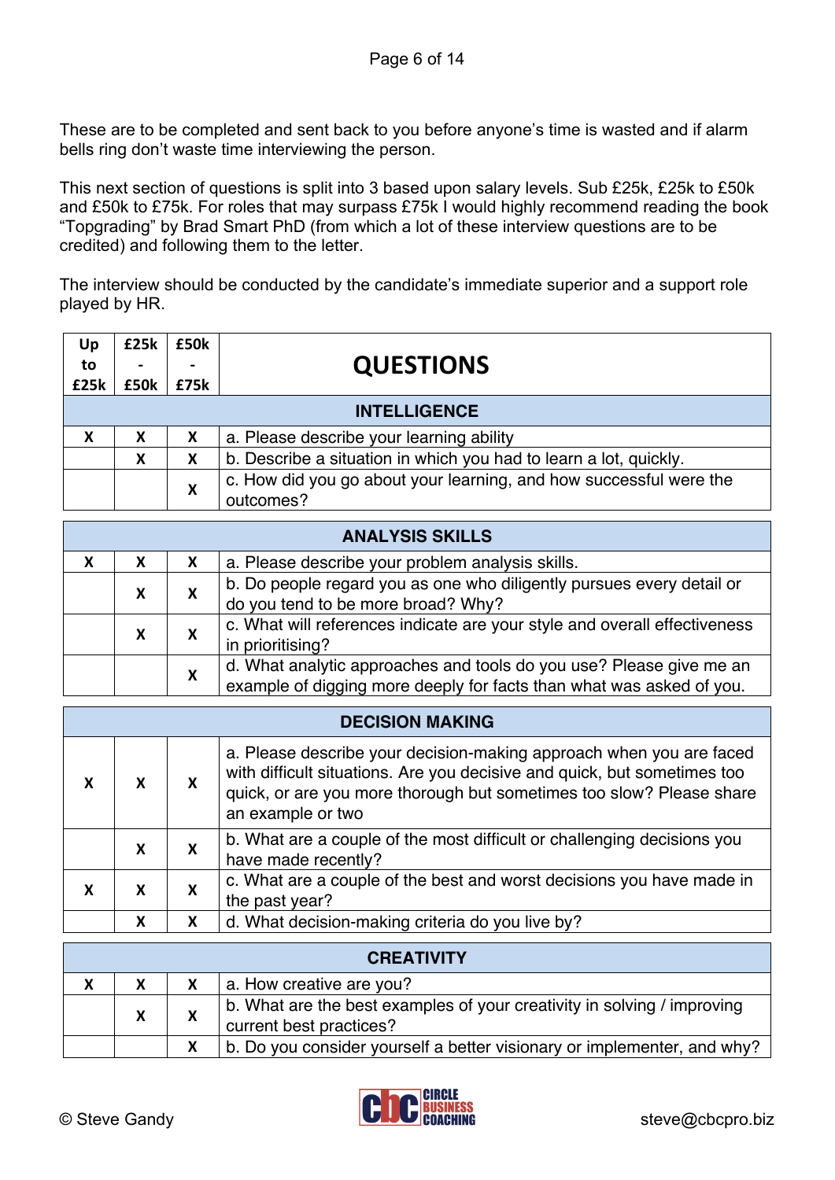These are to be completed and sent back to you before anyone's time is wasted and if alarm bells ring don't waste time interviewing the person.

This next section of questions is split into 3 based upon salary levels. Sub £25k, £25k to £50k and £50k to £75k. For roles that may surpass £75k I would highly recommend reading the book "Topgrading" by Brad Smart PhD (from which a lot of these interview questions are to be credited) and following them to the letter.

The interview should be conducted by the candidate's immediate superior and a support role played by HR.

| Up to £25k | £25k - £50k | £50k - £75k | QUESTIONS |
|---|---|---|---|
| | | | **INTELLIGENCE** |
| X | X | X | a. Please describe your learning ability |
| | X | X | b. Describe a situation in which you had to learn a lot, quickly. |
| | | X | c. How did you go about your learning, and how successful were the outcomes? |
| | | | **ANALYSIS SKILLS** |
| X | X | X | a. Please describe your problem analysis skills. |
| | X | X | b. Do people regard you as one who diligently pursues every detail or do you tend to be more broad? Why? |
| | X | X | c. What will references indicate are your style and overall effectiveness in prioritising? |
| | | X | d. What analytic approaches and tools do you use? Please give me an example of digging more deeply for facts than what was asked of you. |
| | | | **DECISION MAKING** |
| X | X | X | a. Please describe your decision-making approach when you are faced with difficult situations. Are you decisive and quick, but sometimes too quick, or are you more thorough but sometimes too slow? Please share an example or two |
| | X | X | b. What are a couple of the most difficult or challenging decisions you have made recently? |
| X | X | X | c. What are a couple of the best and worst decisions you have made in the past year? |
| | X | X | d. What decision-making criteria do you live by? |
| | | | **CREATIVITY** |
| X | X | X | a. How creative are you? |
| | X | X | b. What are the best examples of your creativity in solving / improving current best practices? |
| | | X | b. Do you consider yourself a better visionary or implementer, and why? |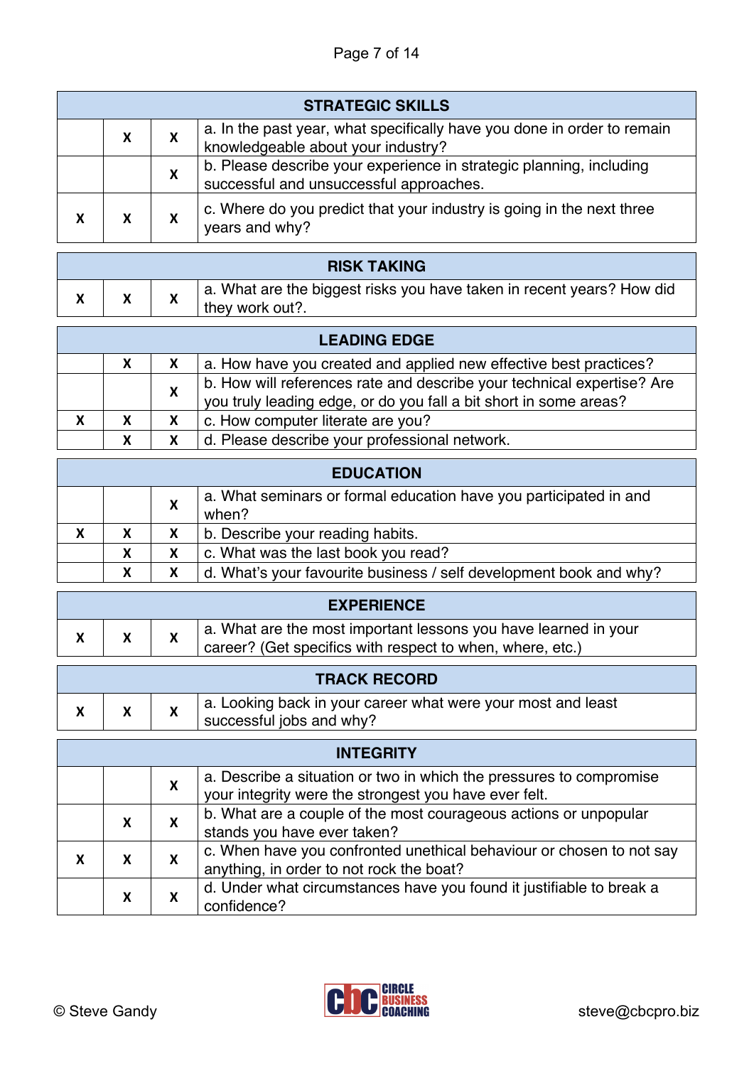| STRATEGIC SKILLS | | | |
|---|---|---|---|
| | X | X | a. In the past year, what specifically have you done in order to remain knowledgeable about your industry? |
| | | X | b. Please describe your experience in strategic planning, including successful and unsuccessful approaches. |
| X | X | X | c. Where do you predict that your industry is going in the next three years and why? |

| RISK TAKING | | | |
|---|---|---|---|
| X | X | X | a. What are the biggest risks you have taken in recent years? How did they work out?. |

| LEADING EDGE | | | |
|---|---|---|---|
| | X | X | a. How have you created and applied new effective best practices? |
| | | X | b. How will references rate and describe your technical expertise? Are you truly leading edge, or do you fall a bit short in some areas? |
| X | X | X | c. How computer literate are you? |
| | X | X | d. Please describe your professional network. |

| EDUCATION | | | |
|---|---|---|---|
| | | X | a. What seminars or formal education have you participated in and when? |
| X | X | X | b. Describe your reading habits. |
| | X | X | c. What was the last book you read? |
| | X | X | d. What's your favourite business / self development book and why? |

| EXPERIENCE | | | |
|---|---|---|---|
| X | X | X | a. What are the most important lessons you have learned in your career? (Get specifics with respect to when, where, etc.) |

| TRACK RECORD | | | |
|---|---|---|---|
| X | X | X | a. Looking back in your career what were your most and least successful jobs and why? |

| INTEGRITY | | | |
|---|---|---|---|
| | | X | a. Describe a situation or two in which the pressures to compromise your integrity were the strongest you have ever felt. |
| | X | X | b. What are a couple of the most courageous actions or unpopular stands you have ever taken? |
| X | X | X | c. When have you confronted unethical behaviour or chosen to not say anything, in order to not rock the boat? |
| | X | X | d. Under what circumstances have you found it justifiable to break a confidence? |

© Steve Gandy

CIRCLE BUSINESS COACHING

steve@cbcpro.biz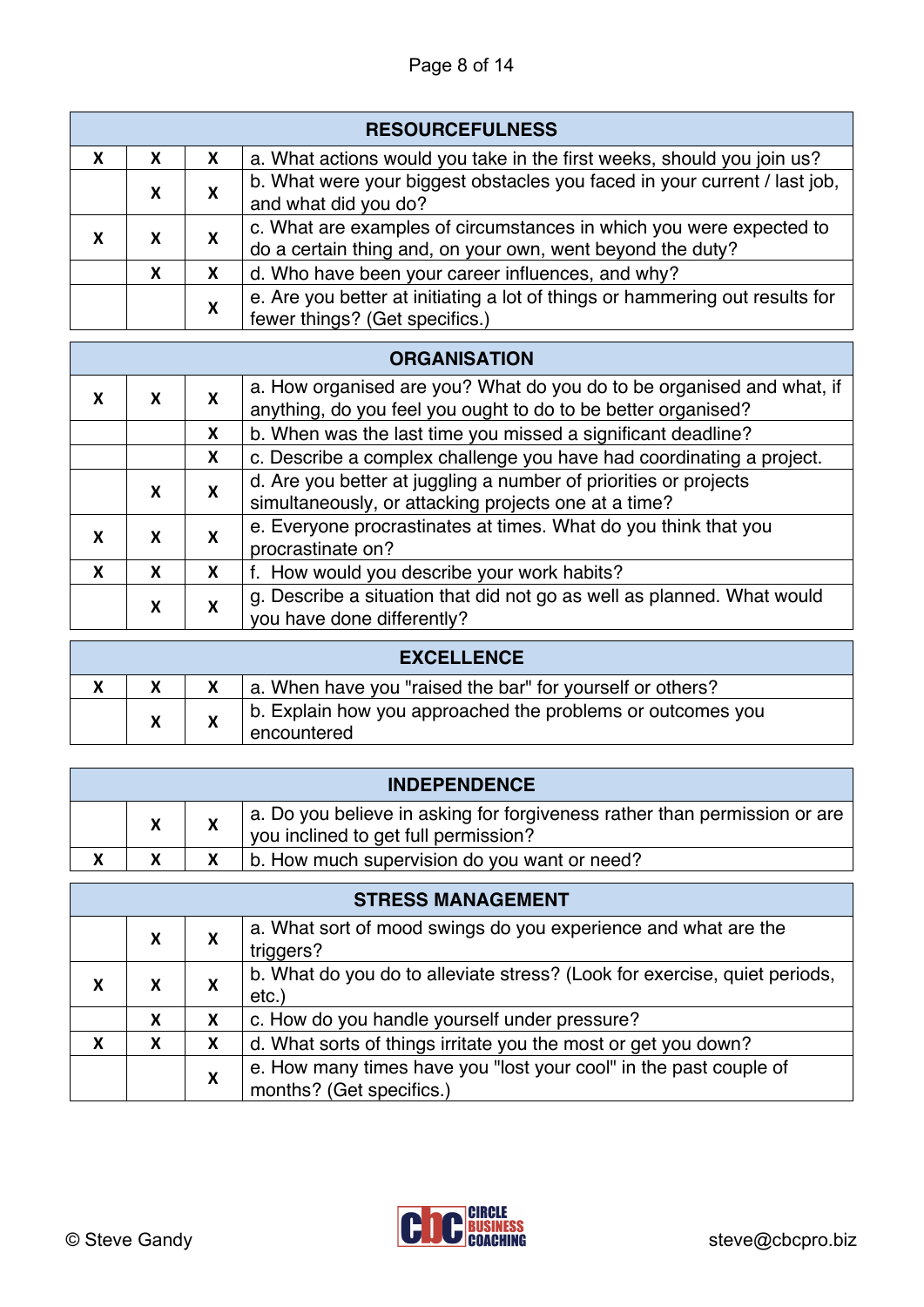| RESOURCEFULNESS | | | |
|---|---|---|---|
| X | X | X | a. What actions would you take in the first weeks, should you join us? |
| | X | X | b. What were your biggest obstacles you faced in your current / last job, and what did you do? |
| X | X | X | c. What are examples of circumstances in which you were expected to do a certain thing and, on your own, went beyond the duty? |
| | X | X | d. Who have been your career influences, and why? |
| | | X | e. Are you better at initiating a lot of things or hammering out results for fewer things? (Get specifics.) |

| ORGANISATION | | | |
|---|---|---|---|
| X | X | X | a. How organised are you? What do you do to be organised and what, if anything, do you feel you ought to do to be better organised? |
| | | X | b. When was the last time you missed a significant deadline? |
| | | X | c. Describe a complex challenge you have had coordinating a project. |
| | X | X | d. Are you better at juggling a number of priorities or projects simultaneously, or attacking projects one at a time? |
| X | X | X | e. Everyone procrastinates at times. What do you think that you procrastinate on? |
| X | X | X | f. How would you describe your work habits? |
| | X | X | g. Describe a situation that did not go as well as planned. What would you have done differently? |

| EXCELLENCE | | | |
|---|---|---|---|
| X | X | X | a. When have you "raised the bar" for yourself or others? |
| | X | X | b. Explain how you approached the problems or outcomes you encountered |

| INDEPENDENCE | | | |
|---|---|---|---|
| | X | X | a. Do you believe in asking for forgiveness rather than permission or are you inclined to get full permission? |
| X | X | X | b. How much supervision do you want or need? |

| STRESS MANAGEMENT | | | |
|---|---|---|---|
| | X | X | a. What sort of mood swings do you experience and what are the triggers? |
| X | X | X | b. What do you do to alleviate stress? (Look for exercise, quiet periods, etc.) |
| | X | X | c. How do you handle yourself under pressure? |
| X | X | X | d. What sorts of things irritate you the most or get you down? |
| | | X | e. How many times have you "lost your cool" in the past couple of months? (Get specifics.) |

© Steve Gandy steve@cbcpro.biz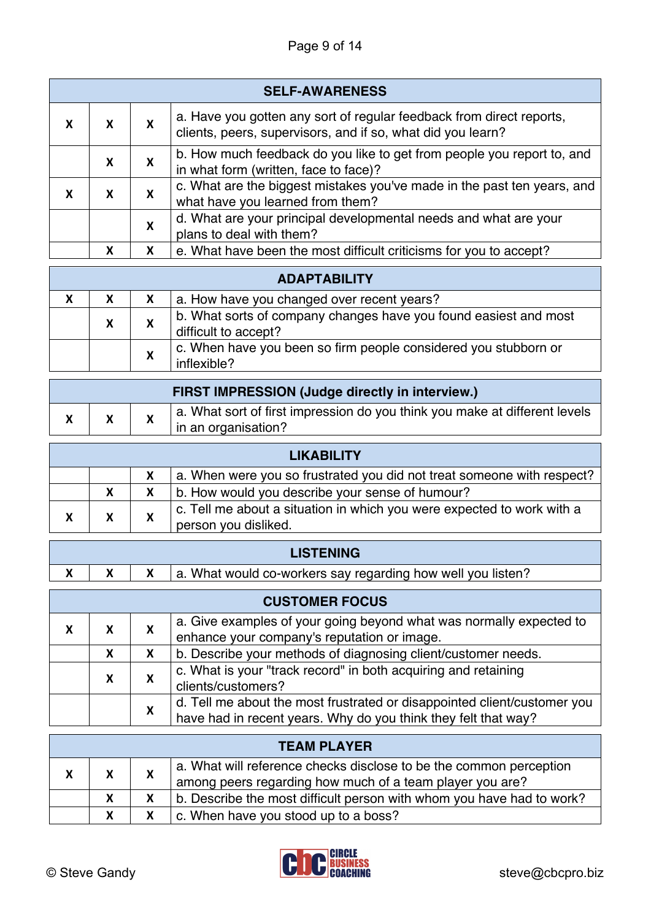| SELF-AWARENESS | | | |
|---|---|---|---|
| X | X | X | a. Have you gotten any sort of regular feedback from direct reports, clients, peers, supervisors, and if so, what did you learn? |
| | X | X | b. How much feedback do you like to get from people you report to, and in what form (written, face to face)? |
| X | X | X | c. What are the biggest mistakes you've made in the past ten years, and what have you learned from them? |
| | | X | d. What are your principal developmental needs and what are your plans to deal with them? |
| | X | X | e. What have been the most difficult criticisms for you to accept? |

| ADAPTABILITY | | | |
|---|---|---|---|
| X | X | X | a. How have you changed over recent years? |
| | X | X | b. What sorts of company changes have you found easiest and most difficult to accept? |
| | | X | c. When have you been so firm people considered you stubborn or inflexible? |

| FIRST IMPRESSION (Judge directly in interview.) | | | |
|---|---|---|---|
| X | X | X | a. What sort of first impression do you think you make at different levels in an organisation? |

| LIKABILITY | | | |
|---|---|---|---|
| | | X | a. When were you so frustrated you did not treat someone with respect? |
| | X | X | b. How would you describe your sense of humour? |
| X | X | X | c. Tell me about a situation in which you were expected to work with a person you disliked. |

| LISTENING | | | |
|---|---|---|---|
| X | X | X | a. What would co-workers say regarding how well you listen? |

| CUSTOMER FOCUS | | | |
|---|---|---|---|
| X | X | X | a. Give examples of your going beyond what was normally expected to enhance your company's reputation or image. |
| | X | X | b. Describe your methods of diagnosing client/customer needs. |
| | X | X | c. What is your "track record" in both acquiring and retaining clients/customers? |
| | | X | d. Tell me about the most frustrated or disappointed client/customer you have had in recent years. Why do you think they felt that way? |

| TEAM PLAYER | | | |
|---|---|---|---|
| X | X | X | a. What will reference checks disclose to be the common perception among peers regarding how much of a team player you are? |
| | X | X | b. Describe the most difficult person with whom you have had to work? |
| | X | X | c. When have you stood up to a boss? |

© Steve Gandy

steve@cbcpro.biz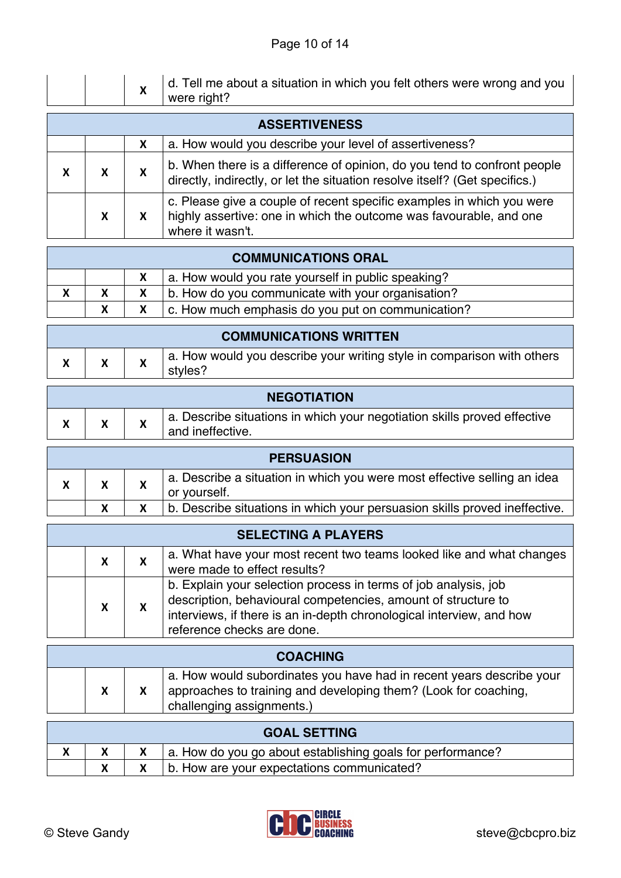| | | | |
|---|---|---|---|
| | | X | d. Tell me about a situation in which you felt others were wrong and you were right? |

| ASSERTIVENESS | | | |
|---|---|---|---|
| | | X | a. How would you describe your level of assertiveness? |
| X | X | X | b. When there is a difference of opinion, do you tend to confront people directly, indirectly, or let the situation resolve itself? (Get specifics.) |
| | X | X | c. Please give a couple of recent specific examples in which you were highly assertive: one in which the outcome was favourable, and one where it wasn't. |

| COMMUNICATIONS ORAL | | | |
|---|---|---|---|
| | | X | a. How would you rate yourself in public speaking? |
| X | X | X | b. How do you communicate with your organisation? |
| | X | X | c. How much emphasis do you put on communication? |

| COMMUNICATIONS WRITTEN | | | |
|---|---|---|---|
| X | X | X | a. How would you describe your writing style in comparison with others styles? |

| NEGOTIATION | | | |
|---|---|---|---|
| X | X | X | a. Describe situations in which your negotiation skills proved effective and ineffective. |

| PERSUASION | | | |
|---|---|---|---|
| X | X | X | a. Describe a situation in which you were most effective selling an idea or yourself. |
| | X | X | b. Describe situations in which your persuasion skills proved ineffective. |

| SELECTING A PLAYERS | | | |
|---|---|---|---|
| | X | X | a. What have your most recent two teams looked like and what changes were made to effect results? |
| | X | X | b. Explain your selection process in terms of job analysis, job description, behavioural competencies, amount of structure to interviews, if there is an in-depth chronological interview, and how reference checks are done. |

| COACHING | | | |
|---|---|---|---|
| | X | X | a. How would subordinates you have had in recent years describe your approaches to training and developing them? (Look for coaching, challenging assignments.) |

| GOAL SETTING | | | |
|---|---|---|---|
| X | X | X | a. How do you go about establishing goals for performance? |
| | X | X | b. How are your expectations communicated? |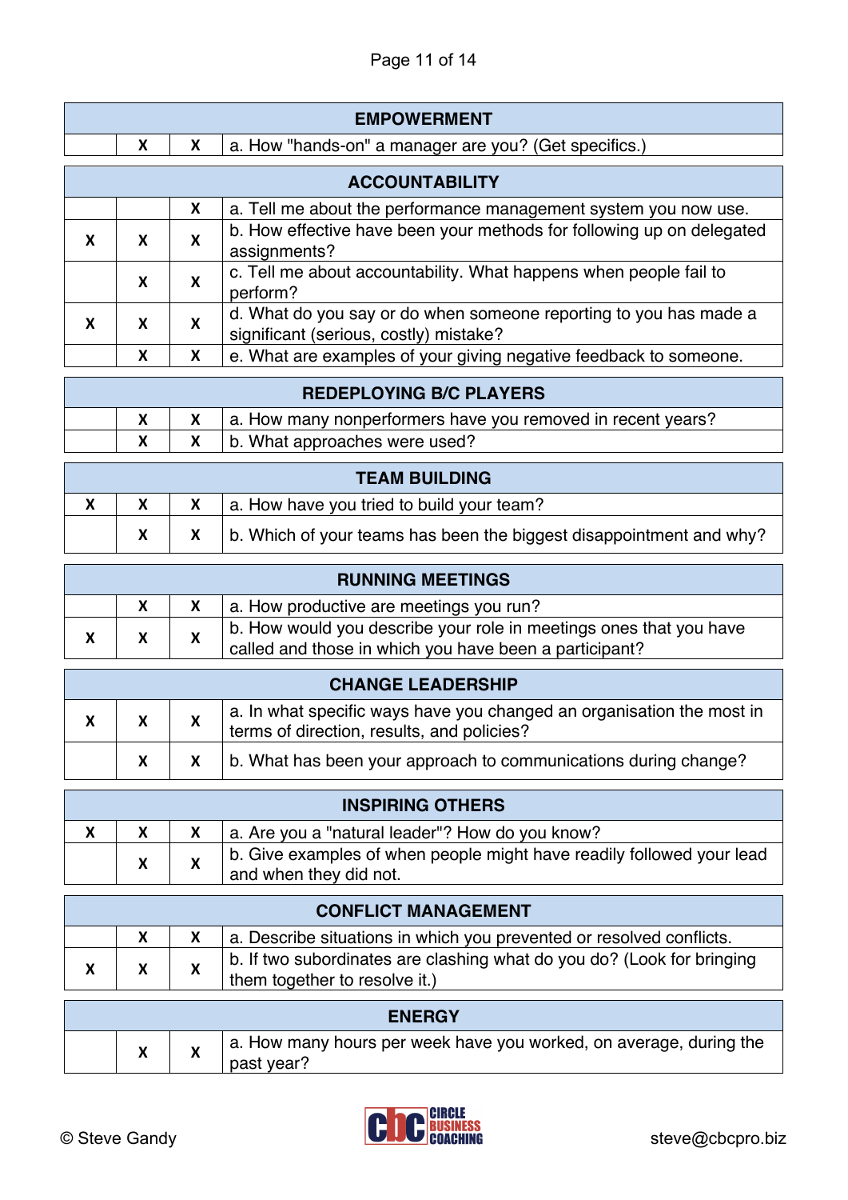| | | | EMPOWERMENT |
|---|---|---|---|
| | X | X | a. How "hands-on" a manager are you? (Get specifics.) |

| | | | ACCOUNTABILITY |
|---|---|---|---|
| | | X | a. Tell me about the performance management system you now use. |
| X | X | X | b. How effective have been your methods for following up on delegated assignments? |
| | X | X | c. Tell me about accountability. What happens when people fail to perform? |
| X | X | X | d. What do you say or do when someone reporting to you has made a significant (serious, costly) mistake? |
| | X | X | e. What are examples of your giving negative feedback to someone. |

| | | | REDEPLOYING B/C PLAYERS |
|---|---|---|---|
| | X | X | a. How many nonperformers have you removed in recent years? |
| | X | X | b. What approaches were used? |

| | | | TEAM BUILDING |
|---|---|---|---|
| X | X | X | a. How have you tried to build your team? |
| | X | X | b. Which of your teams has been the biggest disappointment and why? |

| | | | RUNNING MEETINGS |
|---|---|---|---|
| | X | X | a. How productive are meetings you run? |
| X | X | X | b. How would you describe your role in meetings ones that you have called and those in which you have been a participant? |

| | | | CHANGE LEADERSHIP |
|---|---|---|---|
| X | X | X | a. In what specific ways have you changed an organisation the most in terms of direction, results, and policies? |
| | X | X | b. What has been your approach to communications during change? |

| | | | INSPIRING OTHERS |
|---|---|---|---|
| X | X | X | a. Are you a "natural leader"? How do you know? |
| | X | X | b. Give examples of when people might have readily followed your lead and when they did not. |

| | | | CONFLICT MANAGEMENT |
|---|---|---|---|
| | X | X | a. Describe situations in which you prevented or resolved conflicts. |
| X | X | X | b. If two subordinates are clashing what do you do? (Look for bringing them together to resolve it.) |

| | | | ENERGY |
|---|---|---|---|
| | X | X | a. How many hours per week have you worked, on average, during the past year? |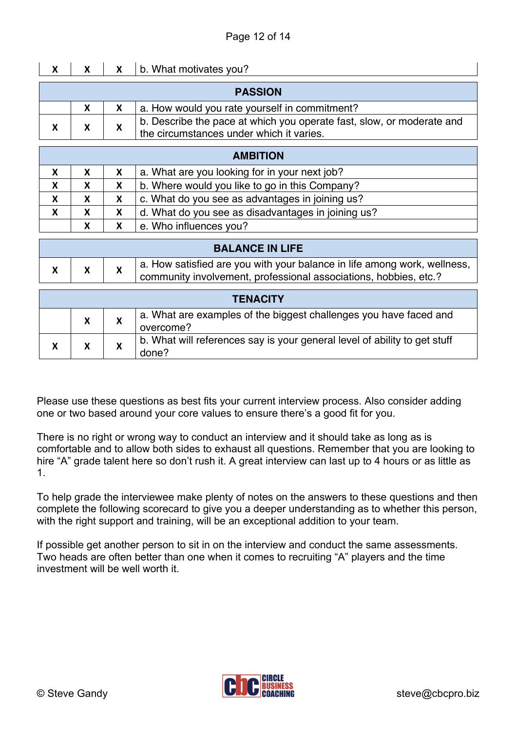| X | X | X | b. What motivates you? |
|---|---|---|---|

| **PASSION** | | | |
|---|---|---|---|
| | X | X | a. How would you rate yourself in commitment? |
| X | X | X | b. Describe the pace at which you operate fast, slow, or moderate and the circumstances under which it varies. |

| **AMBITION** | | | |
|---|---|---|---|
| X | X | X | a. What are you looking for in your next job? |
| X | X | X | b. Where would you like to go in this Company? |
| X | X | X | c. What do you see as advantages in joining us? |
| X | X | X | d. What do you see as disadvantages in joining us? |
| | X | X | e. Who influences you? |

| **BALANCE IN LIFE** | | | |
|---|---|---|---|
| X | X | X | a. How satisfied are you with your balance in life among work, wellness, community involvement, professional associations, hobbies, etc.? |

| **TENACITY** | | | |
|---|---|---|---|
| | X | X | a. What are examples of the biggest challenges you have faced and overcome? |
| X | X | X | b. What will references say is your general level of ability to get stuff done? |

Please use these questions as best fits your current interview process. Also consider adding one or two based around your core values to ensure there's a good fit for you.

There is no right or wrong way to conduct an interview and it should take as long as is comfortable and to allow both sides to exhaust all questions. Remember that you are looking to hire "A" grade talent here so don't rush it. A great interview can last up to 4 hours or as little as 1.

To help grade the interviewee make plenty of notes on the answers to these questions and then complete the following scorecard to give you a deeper understanding as to whether this person, with the right support and training, will be an exceptional addition to your team.

If possible get another person to sit in on the interview and conduct the same assessments. Two heads are often better than one when it comes to recruiting "A" players and the time investment will be well worth it.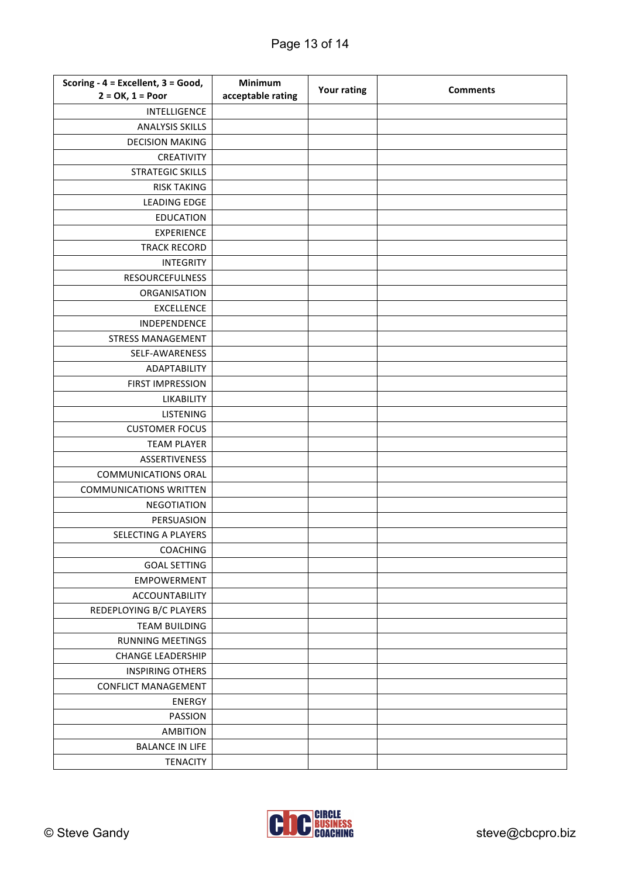| Scoring - 4 = Excellent, 3 = Good, 2 = OK, 1 = Poor | Minimum acceptable rating | Your rating | Comments |
|---|---|---|---|
| INTELLIGENCE | | | |
| ANALYSIS SKILLS | | | |
| DECISION MAKING | | | |
| CREATIVITY | | | |
| STRATEGIC SKILLS | | | |
| RISK TAKING | | | |
| LEADING EDGE | | | |
| EDUCATION | | | |
| EXPERIENCE | | | |
| TRACK RECORD | | | |
| INTEGRITY | | | |
| RESOURCEFULNESS | | | |
| ORGANISATION | | | |
| EXCELLENCE | | | |
| INDEPENDENCE | | | |
| STRESS MANAGEMENT | | | |
| SELF-AWARENESS | | | |
| ADAPTABILITY | | | |
| FIRST IMPRESSION | | | |
| LIKABILITY | | | |
| LISTENING | | | |
| CUSTOMER FOCUS | | | |
| TEAM PLAYER | | | |
| ASSERTIVENESS | | | |
| COMMUNICATIONS ORAL | | | |
| COMMUNICATIONS WRITTEN | | | |
| NEGOTIATION | | | |
| PERSUASION | | | |
| SELECTING A PLAYERS | | | |
| COACHING | | | |
| GOAL SETTING | | | |
| EMPOWERMENT | | | |
| ACCOUNTABILITY | | | |
| REDEPLOYING B/C PLAYERS | | | |
| TEAM BUILDING | | | |
| RUNNING MEETINGS | | | |
| CHANGE LEADERSHIP | | | |
| INSPIRING OTHERS | | | |
| CONFLICT MANAGEMENT | | | |
| ENERGY | | | |
| PASSION | | | |
| AMBITION | | | |
| BALANCE IN LIFE | | | |
| TENACITY | | | |

© Steve Gandy steve@cbcpro.biz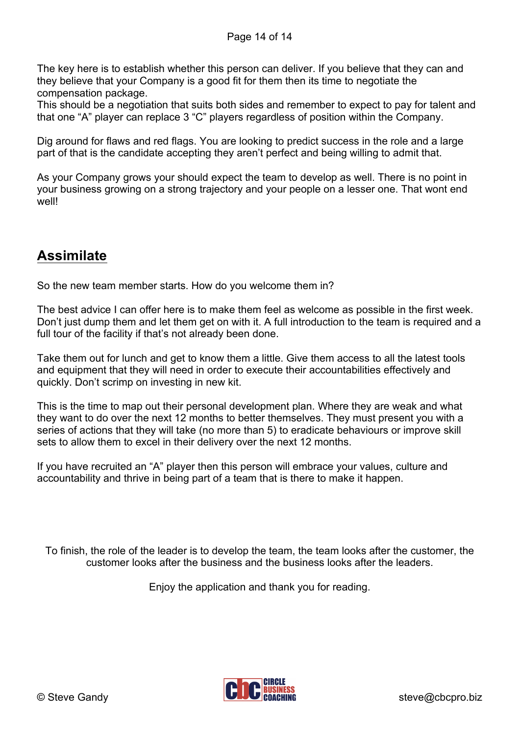The key here is to establish whether this person can deliver. If you believe that they can and they believe that your Company is a good fit for them then its time to negotiate the compensation package.

This should be a negotiation that suits both sides and remember to expect to pay for talent and that one "A" player can replace 3 "C" players regardless of position within the Company.

Dig around for flaws and red flags. You are looking to predict success in the role and a large part of that is the candidate accepting they aren't perfect and being willing to admit that.

As your Company grows your should expect the team to develop as well. There is no point in your business growing on a strong trajectory and your people on a lesser one. That wont end well!

## Assimilate

So the new team member starts. How do you welcome them in?

The best advice I can offer here is to make them feel as welcome as possible in the first week. Don't just dump them and let them get on with it. A full introduction to the team is required and a full tour of the facility if that's not already been done.

Take them out for lunch and get to know them a little. Give them access to all the latest tools and equipment that they will need in order to execute their accountabilities effectively and quickly. Don't scrimp on investing in new kit.

This is the time to map out their personal development plan. Where they are weak and what they want to do over the next 12 months to better themselves. They must present you with a series of actions that they will take (no more than 5) to eradicate behaviours or improve skill sets to allow them to excel in their delivery over the next 12 months.

If you have recruited an "A" player then this person will embrace your values, culture and accountability and thrive in being part of a team that is there to make it happen.

To finish, the role of the leader is to develop the team, the team looks after the customer, the customer looks after the business and the business looks after the leaders.

Enjoy the application and thank you for reading.

© Steve Gandy

steve@cbcpro.biz